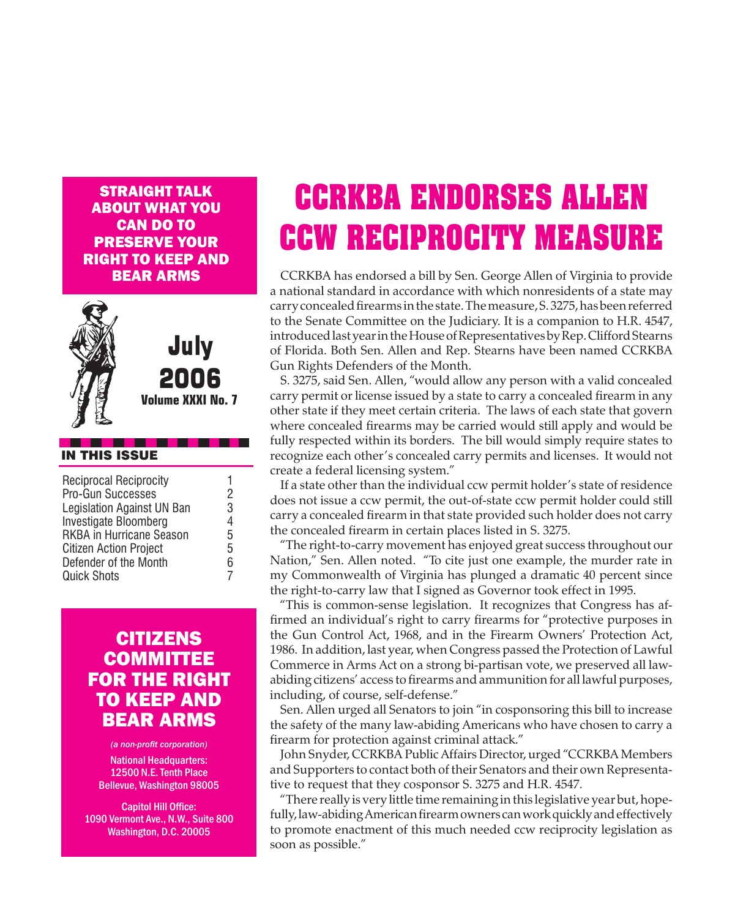**STRAIGHT TALK ABOUT WHAT YOU CAN DO TO PRESERVE YOUR RIGHT TO KEEP AND BEAR ARMS**

**July 2006**
**Volume XXXI No. 7**

**IN THIS ISSUE**

| | |
|---|---|
| Reciprocal Reciprocity | 1 |
| Pro-Gun Successes | 2 |
| Legislation Against UN Ban | 3 |
| Investigate Bloomberg | 4 |
| RKBA in Hurricane Season | 5 |
| Citizen Action Project | 5 |
| Defender of the Month | 6 |
| Quick Shots | 7 |

**CITIZENS COMMITTEE FOR THE RIGHT TO KEEP AND BEAR ARMS**

*(a non-profit corporation)*

National Headquarters:
12500 N.E. Tenth Place
Bellevue, Washington 98005

Capitol Hill Office:
1090 Vermont Ave., N.W., Suite 800
Washington, D.C. 20005

# CCRKBA ENDORSES ALLEN CCW RECIPROCITY MEASURE

CCRKBA has endorsed a bill by Sen. George Allen of Virginia to provide a national standard in accordance with which nonresidents of a state may carry concealed firearms in the state. The measure, S. 3275, has been referred to the Senate Committee on the Judiciary. It is a companion to H.R. 4547, introduced last year in the House of Representatives by Rep. Clifford Stearns of Florida. Both Sen. Allen and Rep. Stearns have been named CCRKBA Gun Rights Defenders of the Month.

S. 3275, said Sen. Allen, "would allow any person with a valid concealed carry permit or license issued by a state to carry a concealed firearm in any other state if they meet certain criteria. The laws of each state that govern where concealed firearms may be carried would still apply and would be fully respected within its borders. The bill would simply require states to recognize each other's concealed carry permits and licenses. It would not create a federal licensing system."

If a state other than the individual ccw permit holder's state of residence does not issue a ccw permit, the out-of-state ccw permit holder could still carry a concealed firearm in that state provided such holder does not carry the concealed firearm in certain places listed in S. 3275.

"The right-to-carry movement has enjoyed great success throughout our Nation," Sen. Allen noted. "To cite just one example, the murder rate in my Commonwealth of Virginia has plunged a dramatic 40 percent since the right-to-carry law that I signed as Governor took effect in 1995.

"This is common-sense legislation. It recognizes that Congress has affirmed an individual's right to carry firearms for "protective purposes in the Gun Control Act, 1968, and in the Firearm Owners' Protection Act, 1986. In addition, last year, when Congress passed the Protection of Lawful Commerce in Arms Act on a strong bi-partisan vote, we preserved all law-abiding citizens' access to firearms and ammunition for all lawful purposes, including, of course, self-defense."

Sen. Allen urged all Senators to join "in cosponsoring this bill to increase the safety of the many law-abiding Americans who have chosen to carry a firearm for protection against criminal attack."

John Snyder, CCRKBA Public Affairs Director, urged "CCRKBA Members and Supporters to contact both of their Senators and their own Representative to request that they cosponsor S. 3275 and H.R. 4547.

"There really is very little time remaining in this legislative year but, hopefully, law-abiding American firearm owners can work quickly and effectively to promote enactment of this much needed ccw reciprocity legislation as soon as possible."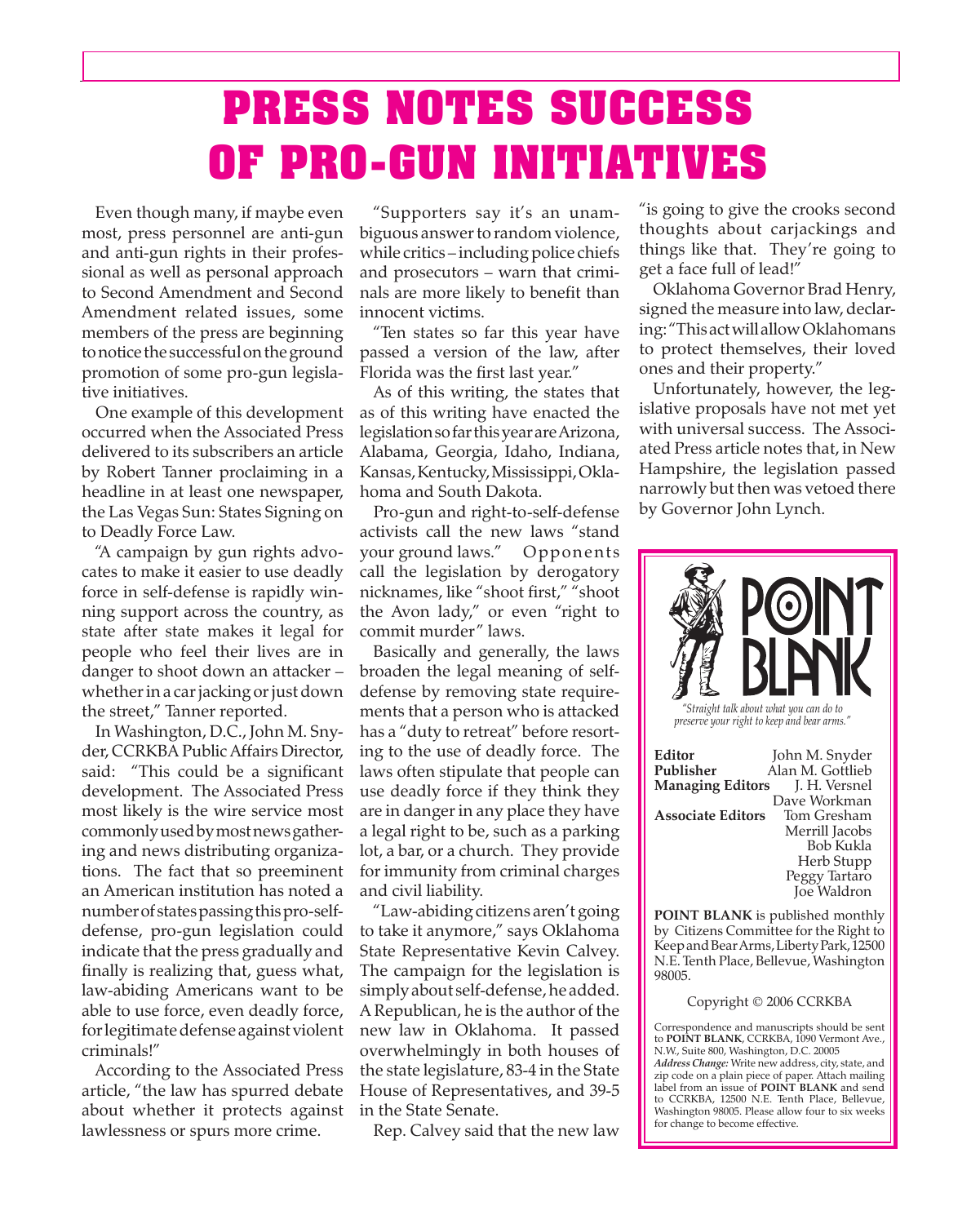# PRESS NOTES SUCCESS OF PRO-GUN INITIATIVES

Even though many, if maybe even most, press personnel are anti-gun and anti-gun rights in their professional as well as personal approach to Second Amendment and Second Amendment related issues, some members of the press are beginning to notice the successful on the ground promotion of some pro-gun legislative initiatives.

One example of this development occurred when the Associated Press delivered to its subscribers an article by Robert Tanner proclaiming in a headline in at least one newspaper, the Las Vegas Sun: States Signing on to Deadly Force Law.

"A campaign by gun rights advocates to make it easier to use deadly force in self-defense is rapidly winning support across the country, as state after state makes it legal for people who feel their lives are in danger to shoot down an attacker – whether in a car jacking or just down the street," Tanner reported.

In Washington, D.C., John M. Snyder, CCRKBA Public Affairs Director, said: "This could be a significant development. The Associated Press most likely is the wire service most commonly used by most news gathering and news distributing organizations. The fact that so preeminent an American institution has noted a number of states passing this pro-self-defense, pro-gun legislation could indicate that the press gradually and finally is realizing that, guess what, law-abiding Americans want to be able to use force, even deadly force, for legitimate defense against violent criminals!"

According to the Associated Press article, "the law has spurred debate about whether it protects against lawlessness or spurs more crime.

"Supporters say it's an unambiguous answer to random violence, while critics – including police chiefs and prosecutors – warn that criminals are more likely to benefit than innocent victims.

"Ten states so far this year have passed a version of the law, after Florida was the first last year."

As of this writing, the states that as of this writing have enacted the legislation so far this year are Arizona, Alabama, Georgia, Idaho, Indiana, Kansas, Kentucky, Mississippi, Oklahoma and South Dakota.

Pro-gun and right-to-self-defense activists call the new laws "stand your ground laws." Opponents call the legislation by derogatory nicknames, like "shoot first," "shoot the Avon lady," or even "right to commit murder" laws.

Basically and generally, the laws broaden the legal meaning of self-defense by removing state requirements that a person who is attacked has a "duty to retreat" before resorting to the use of deadly force. The laws often stipulate that people can use deadly force if they think they are in danger in any place they have a legal right to be, such as a parking lot, a bar, or a church. They provide for immunity from criminal charges and civil liability.

"Law-abiding citizens aren't going to take it anymore," says Oklahoma State Representative Kevin Calvey. The campaign for the legislation is simply about self-defense, he added. A Republican, he is the author of the new law in Oklahoma. It passed overwhelmingly in both houses of the state legislature, 83-4 in the State House of Representatives, and 39-5 in the State Senate.

Rep. Calvey said that the new law "is going to give the crooks second thoughts about carjackings and things like that. They're going to get a face full of lead!"

Oklahoma Governor Brad Henry, signed the measure into law, declaring: "This act will allow Oklahomans to protect themselves, their loved ones and their property."

Unfortunately, however, the legislative proposals have not met yet with universal success. The Associated Press article notes that, in New Hampshire, the legislation passed narrowly but then was vetoed there by Governor John Lynch.

---

**POINT BLANK**

*"Straight talk about what you can do to preserve your right to keep and bear arms."*

**Editor** John M. Snyder
**Publisher** Alan M. Gottlieb
**Managing Editors** J. H. Versnel, Dave Workman
**Associate Editors** Tom Gresham, Merrill Jacobs, Bob Kukla, Herb Stupp, Peggy Tartaro, Joe Waldron

**POINT BLANK** is published monthly by Citizens Committee for the Right to Keep and Bear Arms, Liberty Park, 12500 N.E. Tenth Place, Bellevue, Washington 98005.

Copyright © 2006 CCRKBA

Correspondence and manuscripts should be sent to **POINT BLANK**, CCRKBA, 1090 Vermont Ave., N.W., Suite 800, Washington, D.C. 20005

***Address Change:*** Write new address, city, state, and zip code on a plain piece of paper. Attach mailing label from an issue of **POINT BLANK** and send to CCRKBA, 12500 N.E. Tenth Place, Bellevue, Washington 98005. Please allow four to six weeks for change to become effective.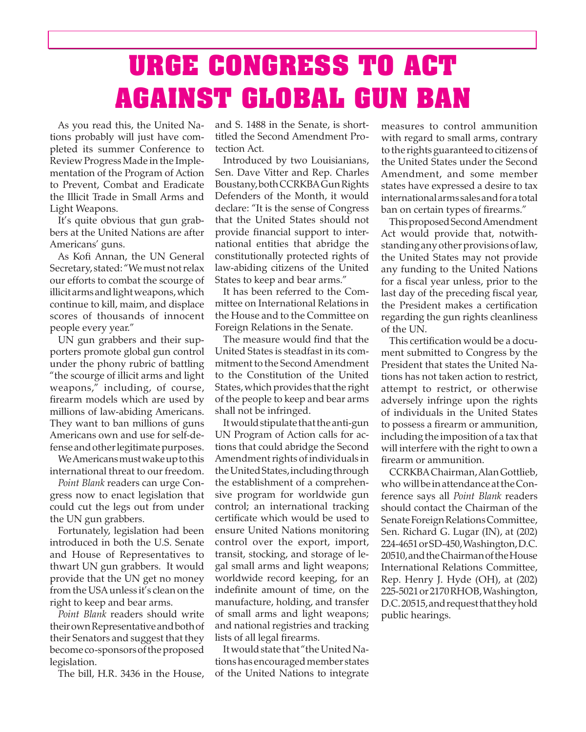# URGE CONGRESS TO ACT AGAINST GLOBAL GUN BAN

As you read this, the United Nations probably will just have completed its summer Conference to Review Progress Made in the Implementation of the Program of Action to Prevent, Combat and Eradicate the Illicit Trade in Small Arms and Light Weapons.

It's quite obvious that gun grabbers at the United Nations are after Americans' guns.

As Kofi Annan, the UN General Secretary, stated: "We must not relax our efforts to combat the scourge of illicit arms and light weapons, which continue to kill, maim, and displace scores of thousands of innocent people every year."

UN gun grabbers and their supporters promote global gun control under the phony rubric of battling "the scourge of illicit arms and light weapons," including, of course, firearm models which are used by millions of law-abiding Americans. They want to ban millions of guns Americans own and use for self-defense and other legitimate purposes.

We Americans must wake up to this international threat to our freedom.

*Point Blank* readers can urge Congress now to enact legislation that could cut the legs out from under the UN gun grabbers.

Fortunately, legislation had been introduced in both the U.S. Senate and House of Representatives to thwart UN gun grabbers. It would provide that the UN get no money from the USA unless it's clean on the right to keep and bear arms.

*Point Blank* readers should write their own Representative and both of their Senators and suggest that they become co-sponsors of the proposed legislation.

The bill, H.R. 3436 in the House, and S. 1488 in the Senate, is short-titled the Second Amendment Protection Act.

Introduced by two Louisianians, Sen. Dave Vitter and Rep. Charles Boustany, both CCRKBA Gun Rights Defenders of the Month, it would declare: "It is the sense of Congress that the United States should not provide financial support to international entities that abridge the constitutionally protected rights of law-abiding citizens of the United States to keep and bear arms."

It has been referred to the Committee on International Relations in the House and to the Committee on Foreign Relations in the Senate.

The measure would find that the United States is steadfast in its commitment to the Second Amendment to the Constitution of the United States, which provides that the right of the people to keep and bear arms shall not be infringed.

It would stipulate that the anti-gun UN Program of Action calls for actions that could abridge the Second Amendment rights of individuals in the United States, including through the establishment of a comprehensive program for worldwide gun control; an international tracking certificate which would be used to ensure United Nations monitoring control over the export, import, transit, stocking, and storage of legal small arms and light weapons; worldwide record keeping, for an indefinite amount of time, on the manufacture, holding, and transfer of small arms and light weapons; and national registries and tracking lists of all legal firearms.

It would state that "the United Nations has encouraged member states of the United Nations to integrate measures to control ammunition with regard to small arms, contrary to the rights guaranteed to citizens of the United States under the Second Amendment, and some member states have expressed a desire to tax international arms sales and for a total ban on certain types of firearms."

This proposed Second Amendment Act would provide that, notwithstanding any other provisions of law, the United States may not provide any funding to the United Nations for a fiscal year unless, prior to the last day of the preceding fiscal year, the President makes a certification regarding the gun rights cleanliness of the UN.

This certification would be a document submitted to Congress by the President that states the United Nations has not taken action to restrict, attempt to restrict, or otherwise adversely infringe upon the rights of individuals in the United States to possess a firearm or ammunition, including the imposition of a tax that will interfere with the right to own a firearm or ammunition.

CCRKBA Chairman, Alan Gottlieb, who will be in attendance at the Conference says all *Point Blank* readers should contact the Chairman of the Senate Foreign Relations Committee, Sen. Richard G. Lugar (IN), at (202) 224-4651 or SD-450, Washington, D.C. 20510, and the Chairman of the House International Relations Committee, Rep. Henry J. Hyde (OH), at (202) 225-5021 or 2170 RHOB, Washington, D.C. 20515, and request that they hold public hearings.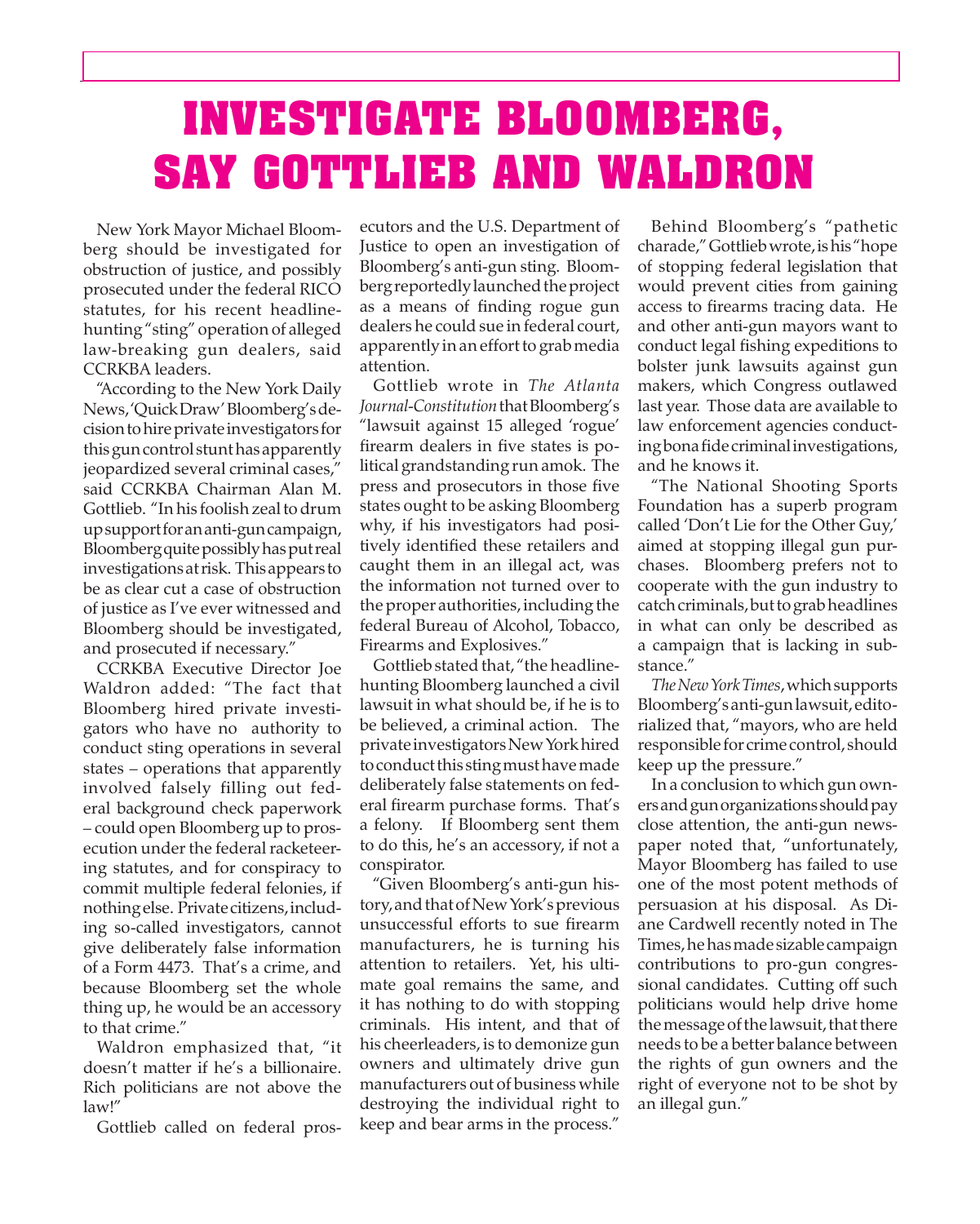# INVESTIGATE BLOOMBERG, SAY GOTTLIEB AND WALDRON

New York Mayor Michael Bloomberg should be investigated for obstruction of justice, and possibly prosecuted under the federal RICO statutes, for his recent headline-hunting "sting" operation of alleged law-breaking gun dealers, said CCRKBA leaders.

"According to the New York Daily News, 'Quick Draw' Bloomberg's decision to hire private investigators for this gun control stunt has apparently jeopardized several criminal cases," said CCRKBA Chairman Alan M. Gottlieb. "In his foolish zeal to drum up support for an anti-gun campaign, Bloomberg quite possibly has put real investigations at risk. This appears to be as clear cut a case of obstruction of justice as I've ever witnessed and Bloomberg should be investigated, and prosecuted if necessary."

CCRKBA Executive Director Joe Waldron added: "The fact that Bloomberg hired private investigators who have no authority to conduct sting operations in several states – operations that apparently involved falsely filling out federal background check paperwork – could open Bloomberg up to prosecution under the federal racketeering statutes, and for conspiracy to commit multiple federal felonies, if nothing else. Private citizens, including so-called investigators, cannot give deliberately false information of a Form 4473. That's a crime, and because Bloomberg set the whole thing up, he would be an accessory to that crime."

Waldron emphasized that, "it doesn't matter if he's a billionaire. Rich politicians are not above the law!"

Gottlieb called on federal prosecutors and the U.S. Department of Justice to open an investigation of Bloomberg's anti-gun sting. Bloomberg reportedly launched the project as a means of finding rogue gun dealers he could sue in federal court, apparently in an effort to grab media attention.

Gottlieb wrote in *The Atlanta Journal-Constitution* that Bloomberg's "lawsuit against 15 alleged 'rogue' firearm dealers in five states is political grandstanding run amok. The press and prosecutors in those five states ought to be asking Bloomberg why, if his investigators had positively identified these retailers and caught them in an illegal act, was the information not turned over to the proper authorities, including the federal Bureau of Alcohol, Tobacco, Firearms and Explosives."

Gottlieb stated that, "the headline-hunting Bloomberg launched a civil lawsuit in what should be, if he is to be believed, a criminal action. The private investigators New York hired to conduct this sting must have made deliberately false statements on federal firearm purchase forms. That's a felony. If Bloomberg sent them to do this, he's an accessory, if not a conspirator.

"Given Bloomberg's anti-gun history, and that of New York's previous unsuccessful efforts to sue firearm manufacturers, he is turning his attention to retailers. Yet, his ultimate goal remains the same, and it has nothing to do with stopping criminals. His intent, and that of his cheerleaders, is to demonize gun owners and ultimately drive gun manufacturers out of business while destroying the individual right to keep and bear arms in the process."

Behind Bloomberg's "pathetic charade," Gottlieb wrote, is his "hope of stopping federal legislation that would prevent cities from gaining access to firearms tracing data. He and other anti-gun mayors want to conduct legal fishing expeditions to bolster junk lawsuits against gun makers, which Congress outlawed last year. Those data are available to law enforcement agencies conducting bona fide criminal investigations, and he knows it.

"The National Shooting Sports Foundation has a superb program called 'Don't Lie for the Other Guy,' aimed at stopping illegal gun purchases. Bloomberg prefers not to cooperate with the gun industry to catch criminals, but to grab headlines in what can only be described as a campaign that is lacking in substance."

*The New York Times*, which supports Bloomberg's anti-gun lawsuit, editorialized that, "mayors, who are held responsible for crime control, should keep up the pressure."

In a conclusion to which gun owners and gun organizations should pay close attention, the anti-gun newspaper noted that, "unfortunately, Mayor Bloomberg has failed to use one of the most potent methods of persuasion at his disposal. As Diane Cardwell recently noted in The Times, he has made sizable campaign contributions to pro-gun congressional candidates. Cutting off such politicians would help drive home the message of the lawsuit, that there needs to be a better balance between the rights of gun owners and the right of everyone not to be shot by an illegal gun."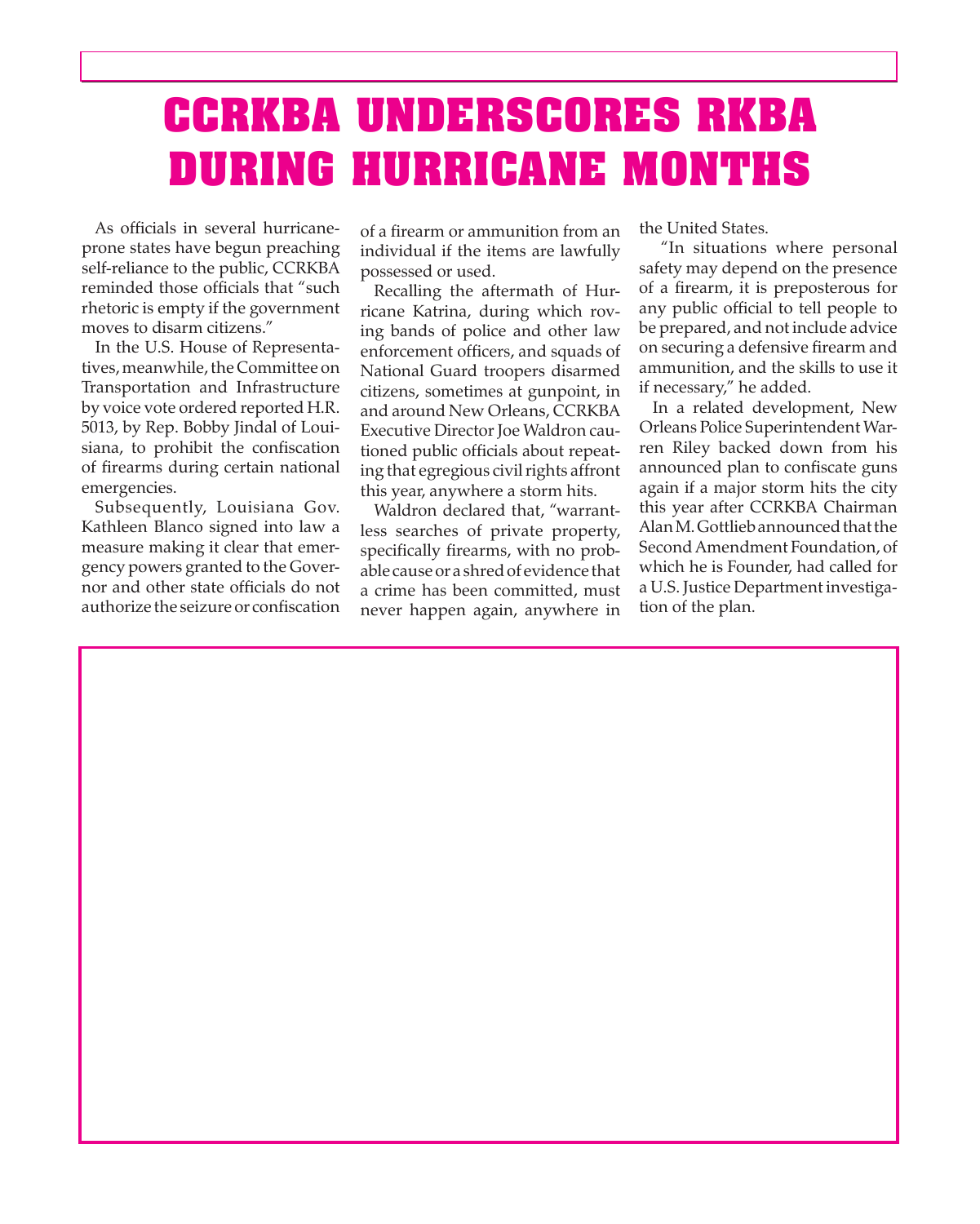# CCRKBA UNDERSCORES RKBA DURING HURRICANE MONTHS

As officials in several hurricane-prone states have begun preaching self-reliance to the public, CCRKBA reminded those officials that "such rhetoric is empty if the government moves to disarm citizens."

In the U.S. House of Representatives, meanwhile, the Committee on Transportation and Infrastructure by voice vote ordered reported H.R. 5013, by Rep. Bobby Jindal of Louisiana, to prohibit the confiscation of firearms during certain national emergencies.

Subsequently, Louisiana Gov. Kathleen Blanco signed into law a measure making it clear that emergency powers granted to the Governor and other state officials do not authorize the seizure or confiscation of a firearm or ammunition from an individual if the items are lawfully possessed or used.

Recalling the aftermath of Hurricane Katrina, during which roving bands of police and other law enforcement officers, and squads of National Guard troopers disarmed citizens, sometimes at gunpoint, in and around New Orleans, CCRKBA Executive Director Joe Waldron cautioned public officials about repeating that egregious civil rights affront this year, anywhere a storm hits.

Waldron declared that, "warrantless searches of private property, specifically firearms, with no probable cause or a shred of evidence that a crime has been committed, must never happen again, anywhere in the United States.

"In situations where personal safety may depend on the presence of a firearm, it is preposterous for any public official to tell people to be prepared, and not include advice on securing a defensive firearm and ammunition, and the skills to use it if necessary," he added.

In a related development, New Orleans Police Superintendent Warren Riley backed down from his announced plan to confiscate guns again if a major storm hits the city this year after CCRKBA Chairman Alan M. Gottlieb announced that the Second Amendment Foundation, of which he is Founder, had called for a U.S. Justice Department investigation of the plan.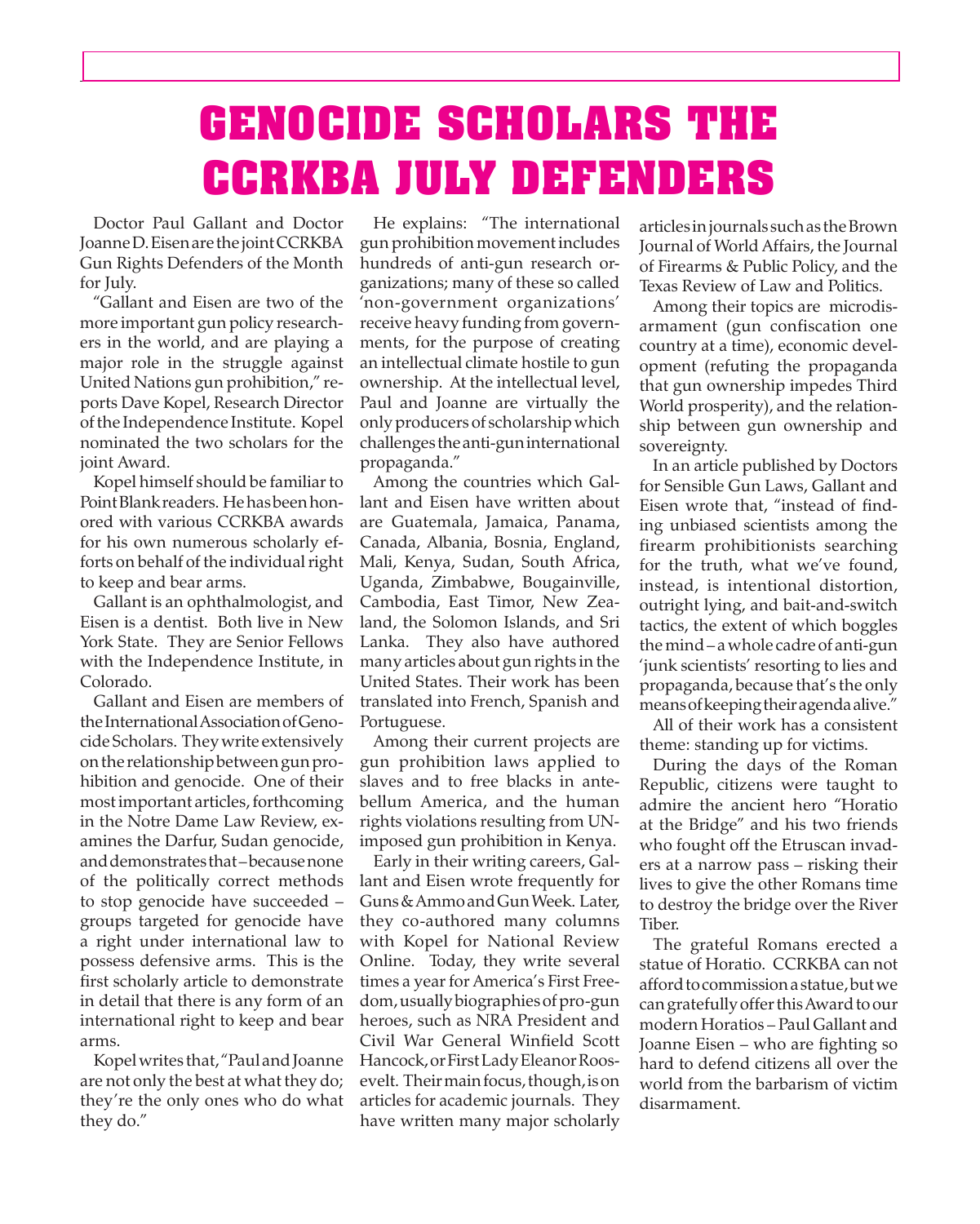# GENOCIDE SCHOLARS THE CCRKBA JULY DEFENDERS

Doctor Paul Gallant and Doctor Joanne D. Eisen are the joint CCRKBA Gun Rights Defenders of the Month for July.

"Gallant and Eisen are two of the more important gun policy researchers in the world, and are playing a major role in the struggle against United Nations gun prohibition," reports Dave Kopel, Research Director of the Independence Institute. Kopel nominated the two scholars for the joint Award.

Kopel himself should be familiar to Point Blank readers. He has been honored with various CCRKBA awards for his own numerous scholarly efforts on behalf of the individual right to keep and bear arms.

Gallant is an ophthalmologist, and Eisen is a dentist. Both live in New York State. They are Senior Fellows with the Independence Institute, in Colorado.

Gallant and Eisen are members of the International Association of Genocide Scholars. They write extensively on the relationship between gun prohibition and genocide. One of their most important articles, forthcoming in the Notre Dame Law Review, examines the Darfur, Sudan genocide, and demonstrates that – because none of the politically correct methods to stop genocide have succeeded – groups targeted for genocide have a right under international law to possess defensive arms. This is the first scholarly article to demonstrate in detail that there is any form of an international right to keep and bear arms.

Kopel writes that, "Paul and Joanne are not only the best at what they do; they're the only ones who do what they do."

He explains: "The international gun prohibition movement includes hundreds of anti-gun research organizations; many of these so called 'non-government organizations' receive heavy funding from governments, for the purpose of creating an intellectual climate hostile to gun ownership. At the intellectual level, Paul and Joanne are virtually the only producers of scholarship which challenges the anti-gun international propaganda."

Among the countries which Gallant and Eisen have written about are Guatemala, Jamaica, Panama, Canada, Albania, Bosnia, England, Mali, Kenya, Sudan, South Africa, Uganda, Zimbabwe, Bougainville, Cambodia, East Timor, New Zealand, the Solomon Islands, and Sri Lanka. They also have authored many articles about gun rights in the United States. Their work has been translated into French, Spanish and Portuguese.

Among their current projects are gun prohibition laws applied to slaves and to free blacks in antebellum America, and the human rights violations resulting from UN-imposed gun prohibition in Kenya.

Early in their writing careers, Gallant and Eisen wrote frequently for Guns & Ammo and Gun Week. Later, they co-authored many columns with Kopel for National Review Online. Today, they write several times a year for America's First Freedom, usually biographies of pro-gun heroes, such as NRA President and Civil War General Winfield Scott Hancock, or First Lady Eleanor Roosevelt. Their main focus, though, is on articles for academic journals. They have written many major scholarly articles in journals such as the Brown Journal of World Affairs, the Journal of Firearms & Public Policy, and the Texas Review of Law and Politics.

Among their topics are microdisarmament (gun confiscation one country at a time), economic development (refuting the propaganda that gun ownership impedes Third World prosperity), and the relationship between gun ownership and sovereignty.

In an article published by Doctors for Sensible Gun Laws, Gallant and Eisen wrote that, "instead of finding unbiased scientists among the firearm prohibitionists searching for the truth, what we've found, instead, is intentional distortion, outright lying, and bait-and-switch tactics, the extent of which boggles the mind – a whole cadre of anti-gun 'junk scientists' resorting to lies and propaganda, because that's the only means of keeping their agenda alive."

All of their work has a consistent theme: standing up for victims.

During the days of the Roman Republic, citizens were taught to admire the ancient hero "Horatio at the Bridge" and his two friends who fought off the Etruscan invaders at a narrow pass – risking their lives to give the other Romans time to destroy the bridge over the River Tiber.

The grateful Romans erected a statue of Horatio. CCRKBA can not afford to commission a statue, but we can gratefully offer this Award to our modern Horatios – Paul Gallant and Joanne Eisen – who are fighting so hard to defend citizens all over the world from the barbarism of victim disarmament.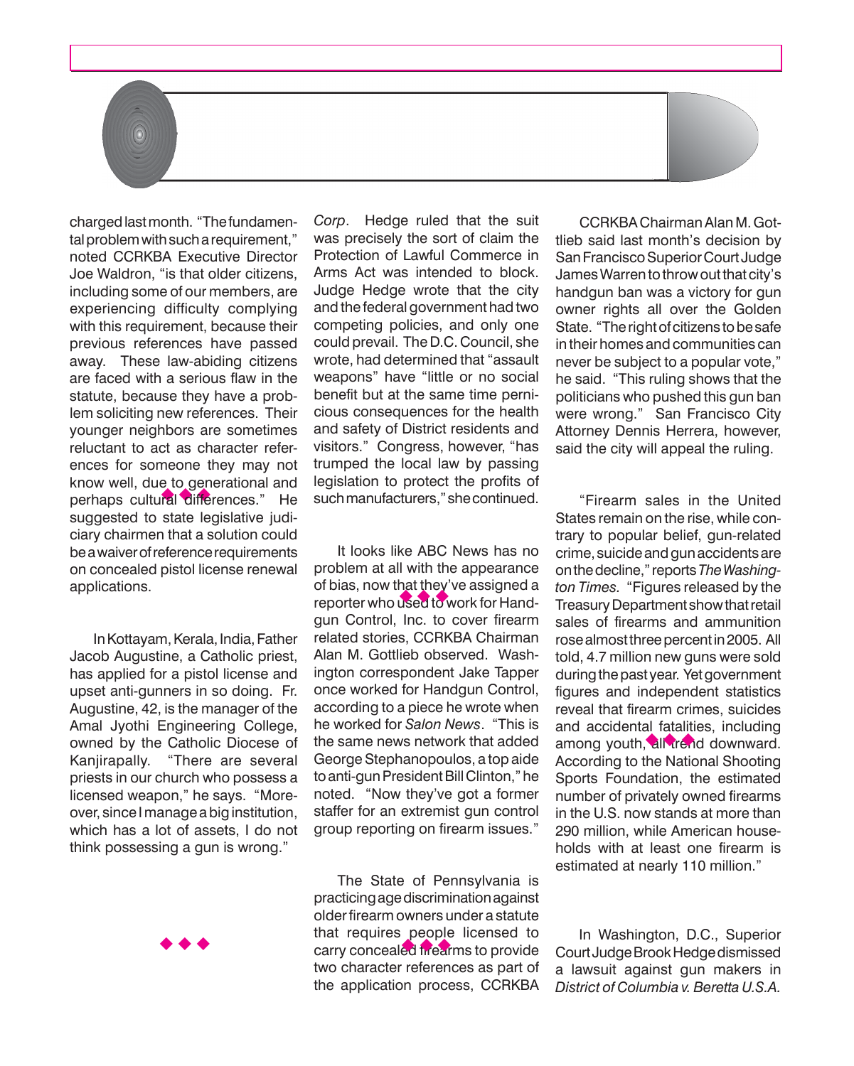charged last month. "The fundamental problem with such a requirement," noted CCRKBA Executive Director Joe Waldron, "is that older citizens, including some of our members, are experiencing difficulty complying with this requirement, because their previous references have passed away. These law-abiding citizens are faced with a serious flaw in the statute, because they have a problem soliciting new references. Their younger neighbors are sometimes reluctant to act as character references for someone they may not know well, due to generational and perhaps cultural differences." He suggested to state legislative judiciary chairmen that a solution could be a waiver of reference requirements on concealed pistol license renewal applications.

◆ ◆ ◆

In Kottayam, Kerala, India, Father Jacob Augustine, a Catholic priest, has applied for a pistol license and upset anti-gunners in so doing. Fr. Augustine, 42, is the manager of the Amal Jyothi Engineering College, owned by the Catholic Diocese of Kanjirapally. "There are several priests in our church who possess a licensed weapon," he says. "Moreover, since I manage a big institution, which has a lot of assets, I do not think possessing a gun is wrong."

◆ ◆ ◆

*Corp*. Hedge ruled that the suit was precisely the sort of claim the Protection of Lawful Commerce in Arms Act was intended to block. Judge Hedge wrote that the city and the federal government had two competing policies, and only one could prevail. The D.C. Council, she wrote, had determined that "assault weapons" have "little or no social benefit but at the same time pernicious consequences for the health and safety of District residents and visitors." Congress, however, "has trumped the local law by passing legislation to protect the profits of such manufacturers," she continued.

◆ ◆ ◆

It looks like ABC News has no problem at all with the appearance of bias, now that they've assigned a reporter who used to work for Handgun Control, Inc. to cover firearm related stories, CCRKBA Chairman Alan M. Gottlieb observed. Washington correspondent Jake Tapper once worked for Handgun Control, according to a piece he wrote when he worked for *Salon News*. "This is the same news network that added George Stephanopoulos, a top aide to anti-gun President Bill Clinton," he noted. "Now they've got a former staffer for an extremist gun control group reporting on firearm issues."

◆ ◆ ◆

The State of Pennsylvania is practicing age discrimination against older firearm owners under a statute that requires people licensed to carry concealed firearms to provide two character references as part of the application process, CCRKBA

CCRKBA Chairman Alan M. Gottlieb said last month's decision by San Francisco Superior Court Judge James Warren to throw out that city's handgun ban was a victory for gun owner rights all over the Golden State. "The right of citizens to be safe in their homes and communities can never be subject to a popular vote," he said. "This ruling shows that the politicians who pushed this gun ban were wrong." San Francisco City Attorney Dennis Herrera, however, said the city will appeal the ruling.

◆ ◆ ◆

"Firearm sales in the United States remain on the rise, while contrary to popular belief, gun-related crime, suicide and gun accidents are on the decline," reports *The Washington Times*. "Figures released by the Treasury Department show that retail sales of firearms and ammunition rose almost three percent in 2005. All told, 4.7 million new guns were sold during the past year. Yet government figures and independent statistics reveal that firearm crimes, suicides and accidental fatalities, including among youth, all trend downward. According to the National Shooting Sports Foundation, the estimated number of privately owned firearms in the U.S. now stands at more than 290 million, while American households with at least one firearm is estimated at nearly 110 million."

◆ ◆ ◆

In Washington, D.C., Superior Court Judge Brook Hedge dismissed a lawsuit against gun makers in *District of Columbia v. Beretta U.S.A.*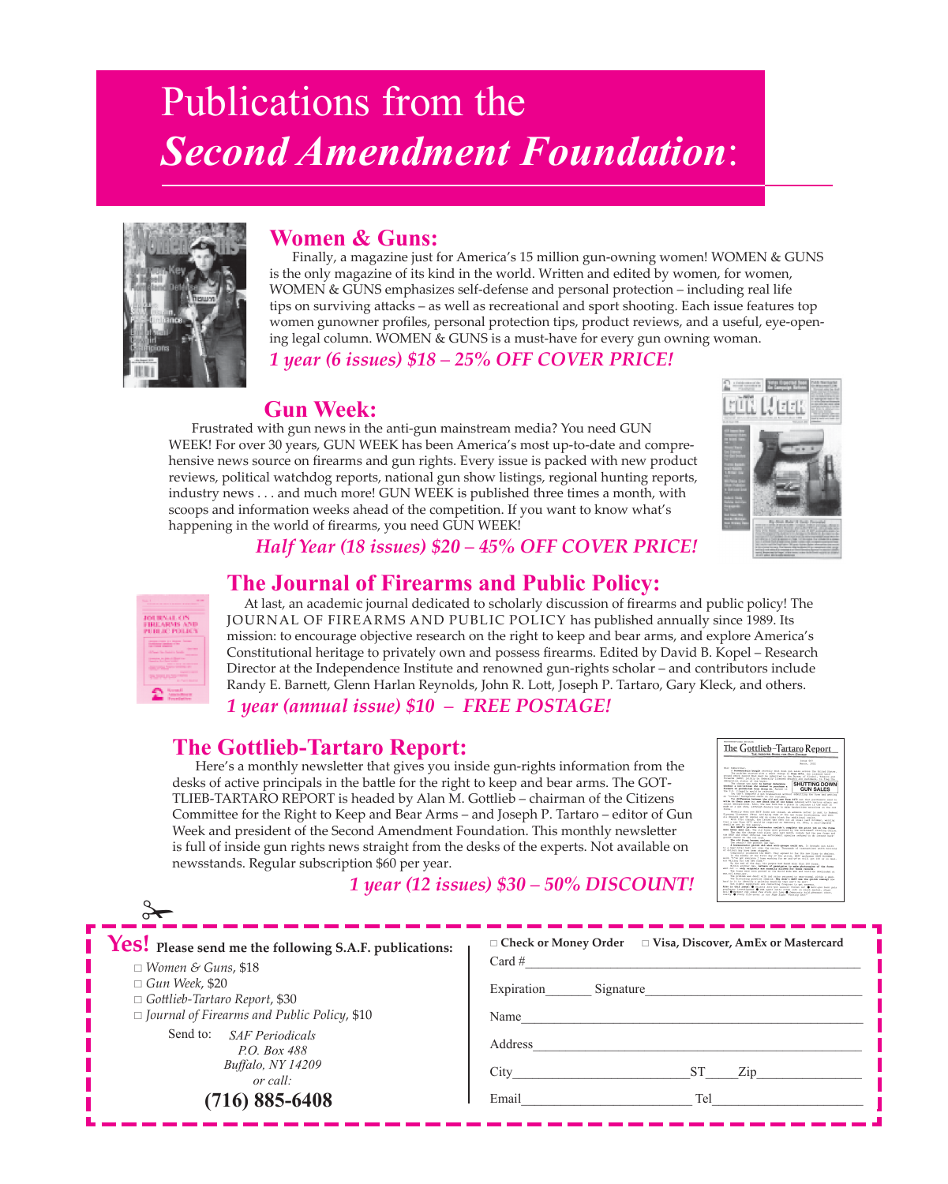# Publications from the *Second Amendment Foundation*:

## Women & Guns:

Finally, a magazine just for America's 15 million gun-owning women! WOMEN & GUNS is the only magazine of its kind in the world. Written and edited by women, for women, WOMEN & GUNS emphasizes self-defense and personal protection – including real life tips on surviving attacks – as well as recreational and sport shooting. Each issue features top women gunowner profiles, personal protection tips, product reviews, and a useful, eye-opening legal column. WOMEN & GUNS is a must-have for every gun owning woman.

***1 year (6 issues) $18 – 25% OFF COVER PRICE!***

## Gun Week:

Frustrated with gun news in the anti-gun mainstream media? You need GUN WEEK! For over 30 years, GUN WEEK has been America's most up-to-date and comprehensive news source on firearms and gun rights. Every issue is packed with new product reviews, political watchdog reports, national gun show listings, regional hunting reports, industry news . . . and much more! GUN WEEK is published three times a month, with scoops and information weeks ahead of the competition. If you want to know what's happening in the world of firearms, you need GUN WEEK!

***Half Year (18 issues) $20 – 45% OFF COVER PRICE!***

## The Journal of Firearms and Public Policy:

At last, an academic journal dedicated to scholarly discussion of firearms and public policy! The JOURNAL OF FIREARMS AND PUBLIC POLICY has published annually since 1989. Its mission: to encourage objective research on the right to keep and bear arms, and explore America's Constitutional heritage to privately own and possess firearms. Edited by David B. Kopel – Research Director at the Independence Institute and renowned gun-rights scholar – and contributors include Randy E. Barnett, Glenn Harlan Reynolds, John R. Lott, Joseph P. Tartaro, Gary Kleck, and others.

***1 year (annual issue) $10 – FREE POSTAGE!***

## The Gottlieb-Tartaro Report:

Here's a monthly newsletter that gives you inside gun-rights information from the desks of active principals in the battle for the right to keep and bear arms. The GOTTLIEB-TARTARO REPORT is headed by Alan M. Gottlieb – chairman of the Citizens Committee for the Right to Keep and Bear Arms – and Joseph P. Tartaro – editor of Gun Week and president of the Second Amendment Foundation. This monthly newsletter is full of inside gun rights news straight from the desks of the experts. Not available on newsstands. Regular subscription $60 per year.

***1 year (12 issues) $30 – 50% DISCOUNT!***

---

**Yes!** **Please send me the following S.A.F. publications:**

- ☐ *Women & Guns*, $18
- ☐ *Gun Week*, $20
- ☐ *Gottlieb-Tartaro Report*, $30
- ☐ *Journal of Firearms and Public Policy*, $10

Send to: *SAF Periodicals*
*P.O. Box 488*
*Buffalo, NY 14209*
*or call:*
**(716) 885-6408**

☐ **Check or Money Order** ☐ **Visa, Discover, AmEx or Mastercard**

Card #\_\_\_\_\_\_\_\_\_\_\_\_\_\_\_\_\_\_\_\_

Expiration\_\_\_\_\_\_\_ Signature\_\_\_\_\_\_\_\_\_\_\_\_\_\_\_\_\_\_\_\_

Name\_\_\_\_\_\_\_\_\_\_\_\_\_\_\_\_\_\_\_\_

Address\_\_\_\_\_\_\_\_\_\_\_\_\_\_\_\_\_\_\_\_

City\_\_\_\_\_\_\_\_\_\_\_\_\_\_\_\_ ST\_\_\_\_\_ Zip\_\_\_\_\_\_\_\_\_\_

Email\_\_\_\_\_\_\_\_\_\_\_\_\_\_\_\_ Tel\_\_\_\_\_\_\_\_\_\_\_\_\_\_\_\_